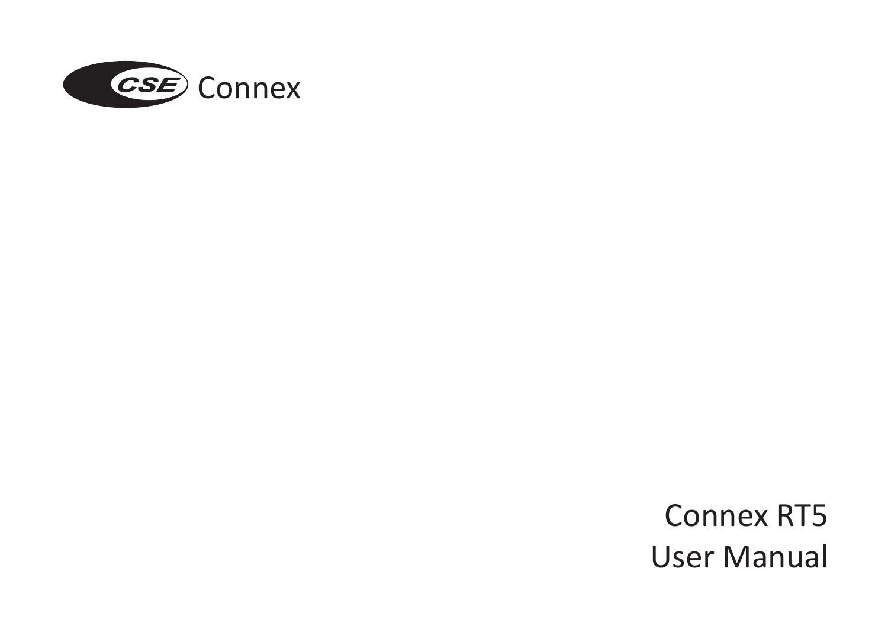CSE Connex

# Connex RT5
# User Manual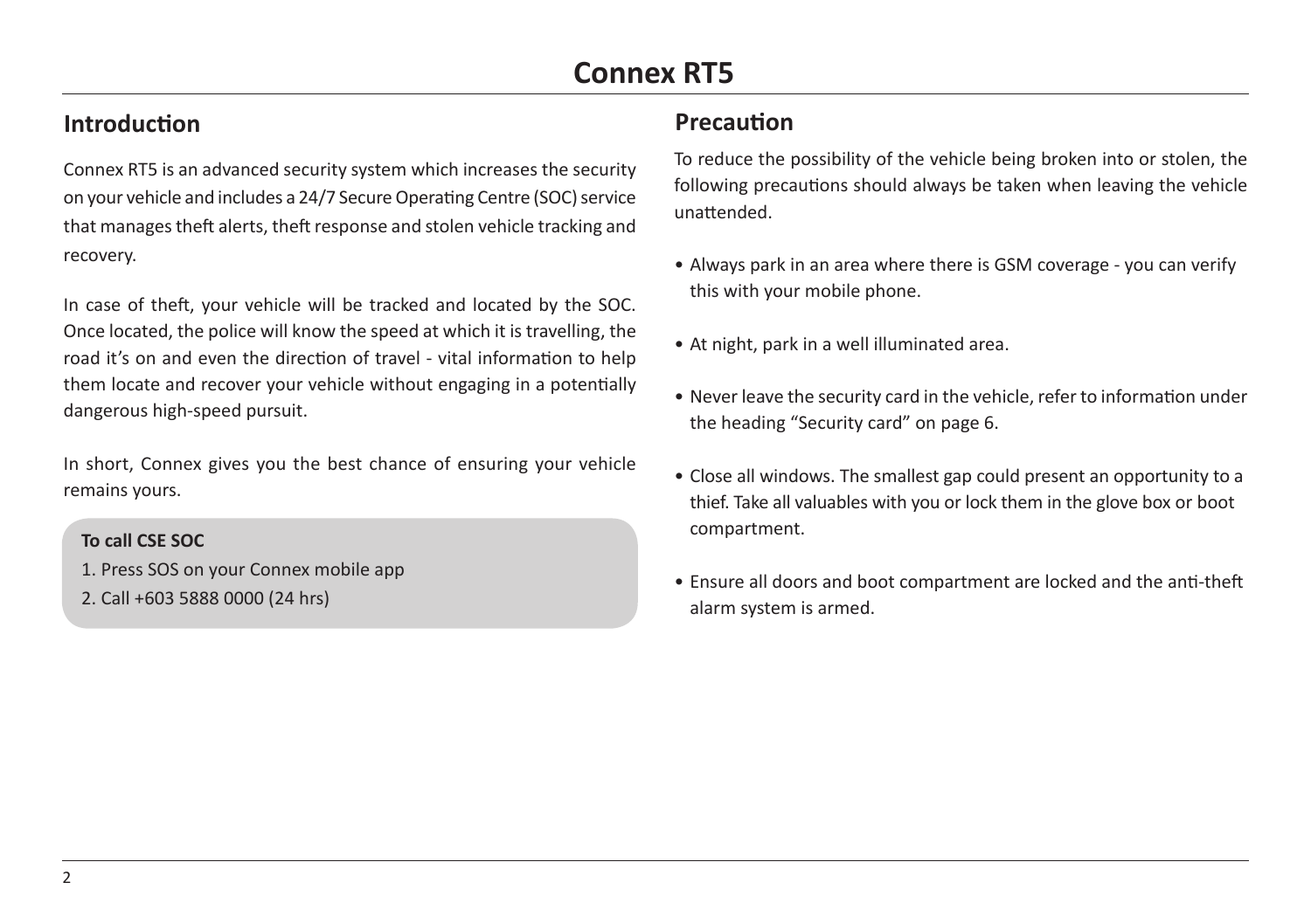# Connex RT5

## Introduction

Connex RT5 is an advanced security system which increases the security on your vehicle and includes a 24/7 Secure Operating Centre (SOC) service that manages theft alerts, theft response and stolen vehicle tracking and recovery.

In case of theft, your vehicle will be tracked and located by the SOC. Once located, the police will know the speed at which it is travelling, the road it's on and even the direction of travel - vital information to help them locate and recover your vehicle without engaging in a potentially dangerous high-speed pursuit.

In short, Connex gives you the best chance of ensuring your vehicle remains yours.

**To call CSE SOC**

1. Press SOS on your Connex mobile app
2. Call +603 5888 0000 (24 hrs)

## Precaution

To reduce the possibility of the vehicle being broken into or stolen, the following precautions should always be taken when leaving the vehicle unattended.

- Always park in an area where there is GSM coverage - you can verify this with your mobile phone.
- At night, park in a well illuminated area.
- Never leave the security card in the vehicle, refer to information under the heading "Security card" on page 6.
- Close all windows. The smallest gap could present an opportunity to a thief. Take all valuables with you or lock them in the glove box or boot compartment.
- Ensure all doors and boot compartment are locked and the anti-theft alarm system is armed.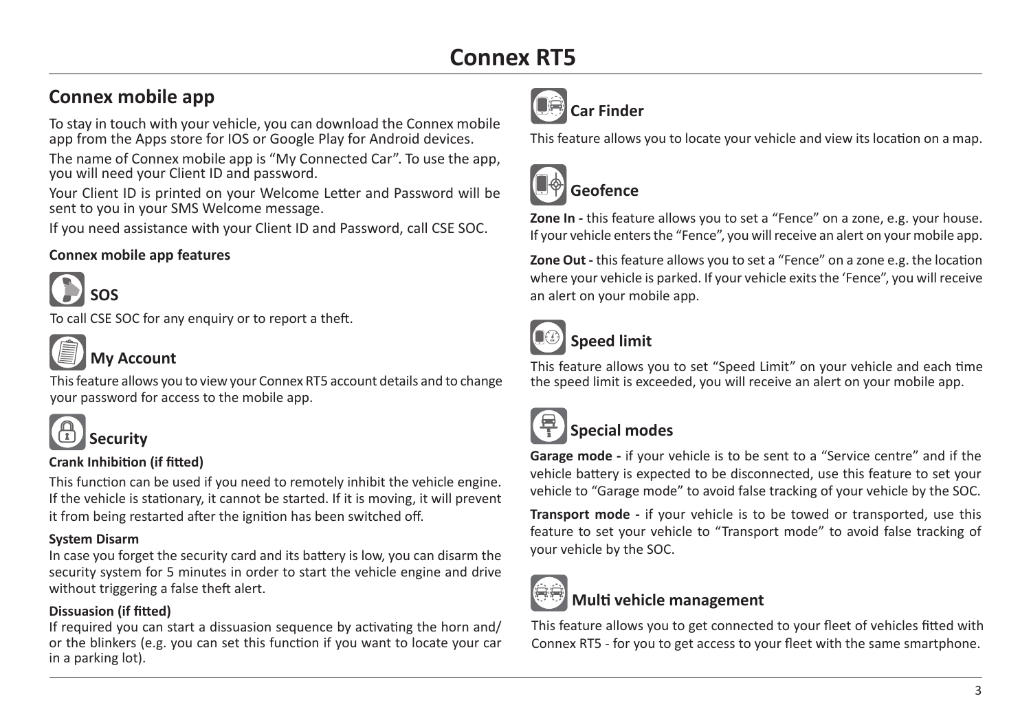# Connex RT5

## Connex mobile app

To stay in touch with your vehicle, you can download the Connex mobile app from the Apps store for IOS or Google Play for Android devices.

The name of Connex mobile app is "My Connected Car". To use the app, you will need your Client ID and password.

Your Client ID is printed on your Welcome Letter and Password will be sent to you in your SMS Welcome message.

If you need assistance with your Client ID and Password, call CSE SOC.

**Connex mobile app features**

### SOS

To call CSE SOC for any enquiry or to report a theft.

### My Account

This feature allows you to view your Connex RT5 account details and to change your password for access to the mobile app.

### Security

**Crank Inhibition (if fitted)**

This function can be used if you need to remotely inhibit the vehicle engine. If the vehicle is stationary, it cannot be started. If it is moving, it will prevent it from being restarted after the ignition has been switched off.

**System Disarm**

In case you forget the security card and its battery is low, you can disarm the security system for 5 minutes in order to start the vehicle engine and drive without triggering a false theft alert.

**Dissuasion (if fitted)**

If required you can start a dissuasion sequence by activating the horn and/or the blinkers (e.g. you can set this function if you want to locate your car in a parking lot).

### Car Finder

This feature allows you to locate your vehicle and view its location on a map.

### Geofence

**Zone In -** this feature allows you to set a "Fence" on a zone, e.g. your house. If your vehicle enters the "Fence", you will receive an alert on your mobile app.

**Zone Out -** this feature allows you to set a "Fence" on a zone e.g. the location where your vehicle is parked. If your vehicle exits the 'Fence", you will receive an alert on your mobile app.

### Speed limit

This feature allows you to set "Speed Limit" on your vehicle and each time the speed limit is exceeded, you will receive an alert on your mobile app.

### Special modes

**Garage mode -** if your vehicle is to be sent to a "Service centre" and if the vehicle battery is expected to be disconnected, use this feature to set your vehicle to "Garage mode" to avoid false tracking of your vehicle by the SOC.

**Transport mode -** if your vehicle is to be towed or transported, use this feature to set your vehicle to "Transport mode" to avoid false tracking of your vehicle by the SOC.

### Multi vehicle management

This feature allows you to get connected to your fleet of vehicles fitted with Connex RT5 - for you to get access to your fleet with the same smartphone.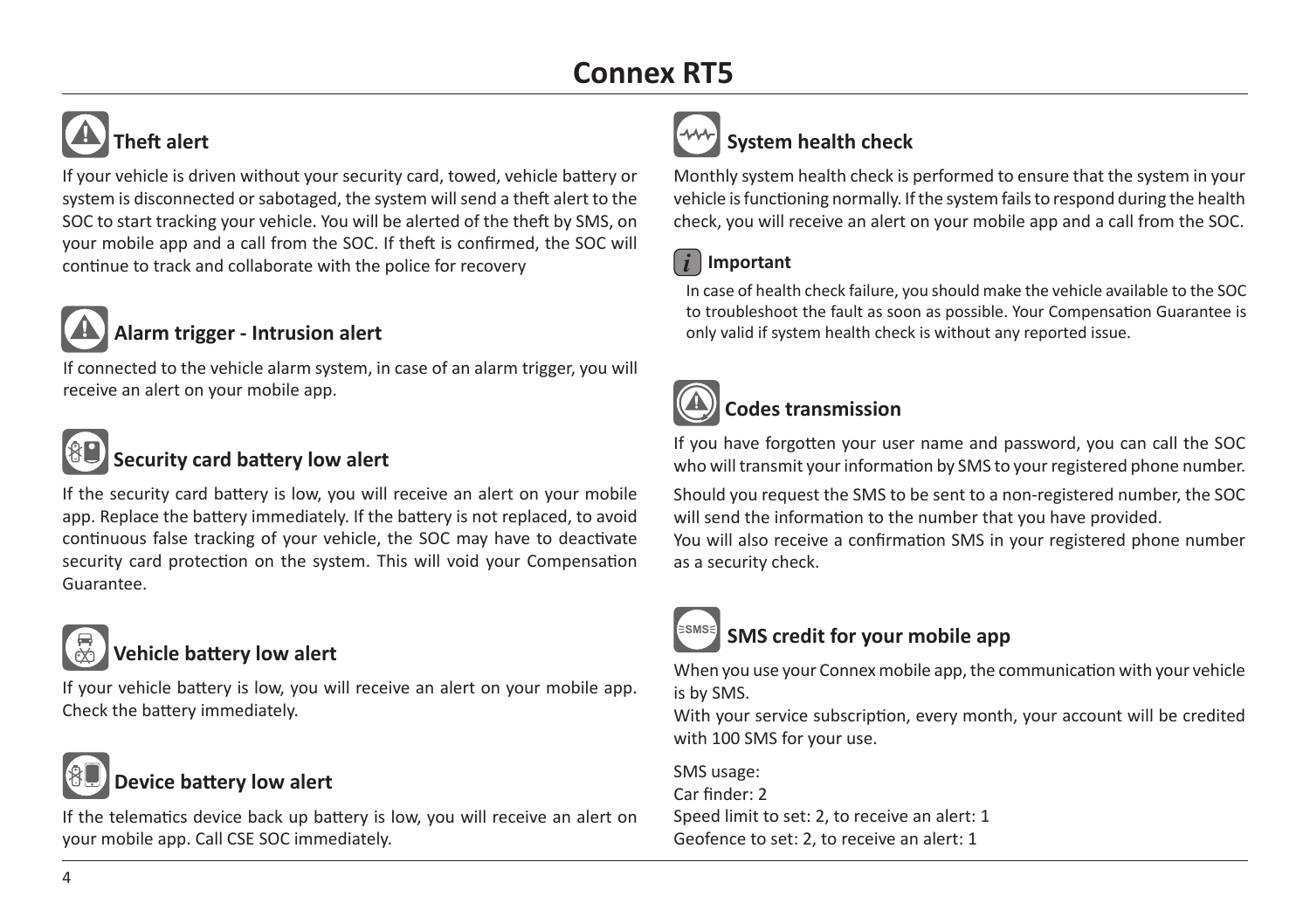# Connex RT5

## Theft alert

If your vehicle is driven without your security card, towed, vehicle battery or system is disconnected or sabotaged, the system will send a theft alert to the SOC to start tracking your vehicle. You will be alerted of the theft by SMS, on your mobile app and a call from the SOC. If theft is confirmed, the SOC will continue to track and collaborate with the police for recovery

## Alarm trigger - Intrusion alert

If connected to the vehicle alarm system, in case of an alarm trigger, you will receive an alert on your mobile app.

## Security card battery low alert

If the security card battery is low, you will receive an alert on your mobile app. Replace the battery immediately. If the battery is not replaced, to avoid continuous false tracking of your vehicle, the SOC may have to deactivate security card protection on the system. This will void your Compensation Guarantee.

## Vehicle battery low alert

If your vehicle battery is low, you will receive an alert on your mobile app. Check the battery immediately.

## Device battery low alert

If the telematics device back up battery is low, you will receive an alert on your mobile app. Call CSE SOC immediately.

## System health check

Monthly system health check is performed to ensure that the system in your vehicle is functioning normally. If the system fails to respond during the health check, you will receive an alert on your mobile app and a call from the SOC.

**Important**

In case of health check failure, you should make the vehicle available to the SOC to troubleshoot the fault as soon as possible. Your Compensation Guarantee is only valid if system health check is without any reported issue.

## Codes transmission

If you have forgotten your user name and password, you can call the SOC who will transmit your information by SMS to your registered phone number.

Should you request the SMS to be sent to a non-registered number, the SOC will send the information to the number that you have provided.
You will also receive a confirmation SMS in your registered phone number as a security check.

## SMS credit for your mobile app

When you use your Connex mobile app, the communication with your vehicle is by SMS.
With your service subscription, every month, your account will be credited with 100 SMS for your use.

SMS usage:
Car finder: 2
Speed limit to set: 2, to receive an alert: 1
Geofence to set: 2, to receive an alert: 1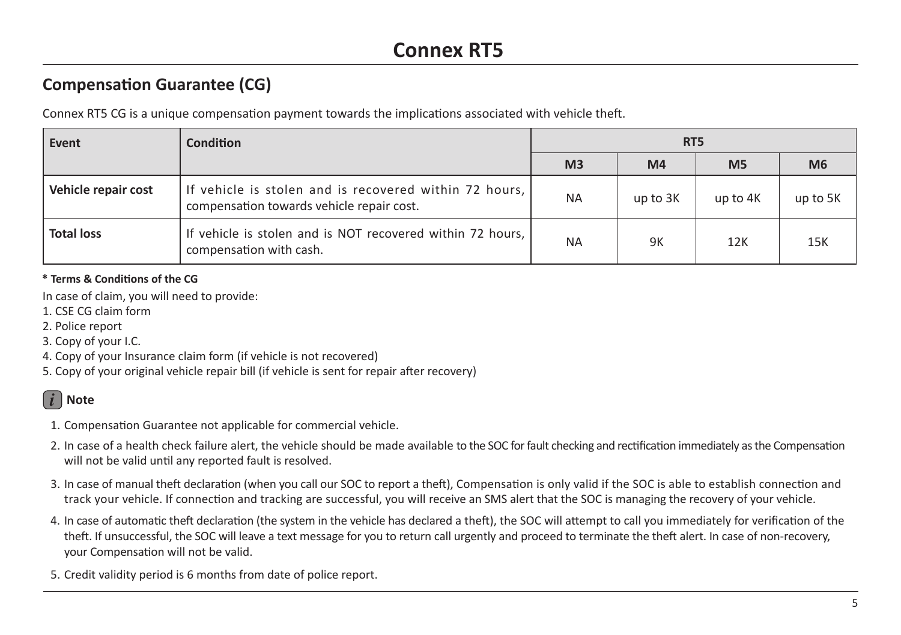# Connex RT5

## Compensation Guarantee (CG)

Connex RT5 CG is a unique compensation payment towards the implications associated with vehicle theft.

| Event | Condition | RT5 | | | |
|---|---|---|---|---|---|
| | | M3 | M4 | M5 | M6 |
| **Vehicle repair cost** | If vehicle is stolen and is recovered within 72 hours, compensation towards vehicle repair cost. | NA | up to 3K | up to 4K | up to 5K |
| **Total loss** | If vehicle is stolen and is NOT recovered within 72 hours, compensation with cash. | NA | 9K | 12K | 15K |

**\* Terms & Conditions of the CG**

In case of claim, you will need to provide:

1. CSE CG claim form
2. Police report
3. Copy of your I.C.
4. Copy of your Insurance claim form (if vehicle is not recovered)
5. Copy of your original vehicle repair bill (if vehicle is sent for repair after recovery)

**Note**

1. Compensation Guarantee not applicable for commercial vehicle.
2. In case of a health check failure alert, the vehicle should be made available to the SOC for fault checking and rectification immediately as the Compensation will not be valid until any reported fault is resolved.
3. In case of manual theft declaration (when you call our SOC to report a theft), Compensation is only valid if the SOC is able to establish connection and track your vehicle. If connection and tracking are successful, you will receive an SMS alert that the SOC is managing the recovery of your vehicle.
4. In case of automatic theft declaration (the system in the vehicle has declared a theft), the SOC will attempt to call you immediately for verification of the theft. If unsuccessful, the SOC will leave a text message for you to return call urgently and proceed to terminate the theft alert. In case of non-recovery, your Compensation will not be valid.
5. Credit validity period is 6 months from date of police report.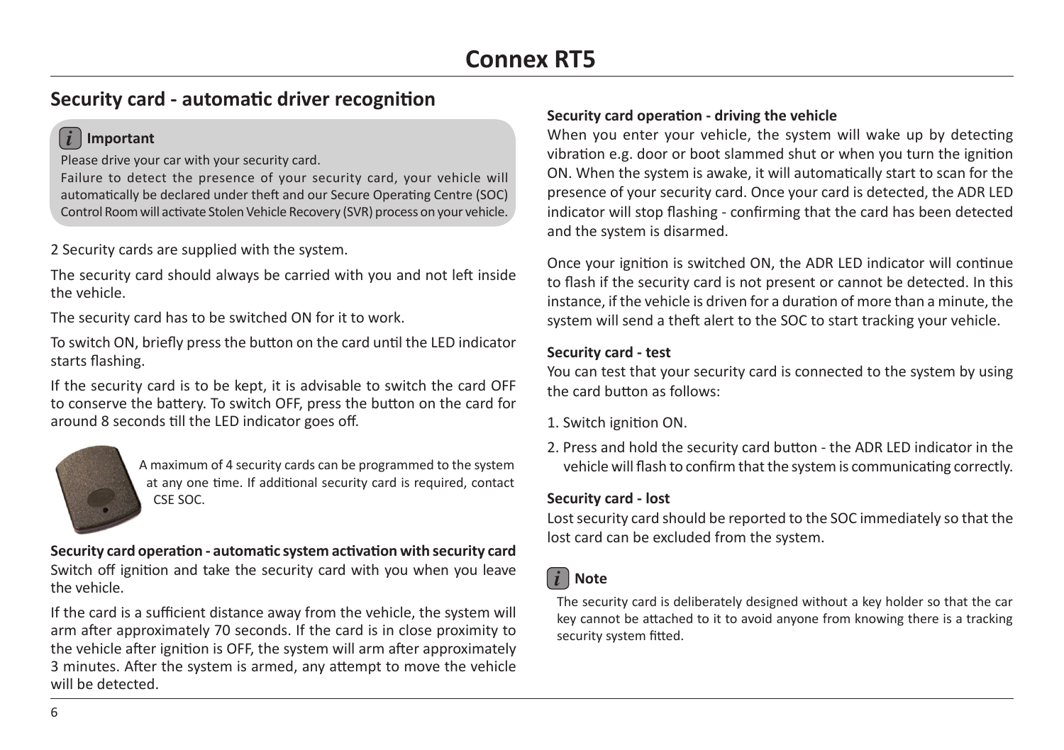# Connex RT5

## Security card - automatic driver recognition

> **Important**
>
> Please drive your car with your security card.
>
> Failure to detect the presence of your security card, your vehicle will automatically be declared under theft and our Secure Operating Centre (SOC) Control Room will activate Stolen Vehicle Recovery (SVR) process on your vehicle.

2 Security cards are supplied with the system.

The security card should always be carried with you and not left inside the vehicle.

The security card has to be switched ON for it to work.

To switch ON, briefly press the button on the card until the LED indicator starts flashing.

If the security card is to be kept, it is advisable to switch the card OFF to conserve the battery. To switch OFF, press the button on the card for around 8 seconds till the LED indicator goes off.

A maximum of 4 security cards can be programmed to the system at any one time. If additional security card is required, contact CSE SOC.

**Security card operation - automatic system activation with security card**

Switch off ignition and take the security card with you when you leave the vehicle.

If the card is a sufficient distance away from the vehicle, the system will arm after approximately 70 seconds. If the card is in close proximity to the vehicle after ignition is OFF, the system will arm after approximately 3 minutes. After the system is armed, any attempt to move the vehicle will be detected.

**Security card operation - driving the vehicle**

When you enter your vehicle, the system will wake up by detecting vibration e.g. door or boot slammed shut or when you turn the ignition ON. When the system is awake, it will automatically start to scan for the presence of your security card. Once your card is detected, the ADR LED indicator will stop flashing - confirming that the card has been detected and the system is disarmed.

Once your ignition is switched ON, the ADR LED indicator will continue to flash if the security card is not present or cannot be detected. In this instance, if the vehicle is driven for a duration of more than a minute, the system will send a theft alert to the SOC to start tracking your vehicle.

**Security card - test**

You can test that your security card is connected to the system by using the card button as follows:

1. Switch ignition ON.
2. Press and hold the security card button - the ADR LED indicator in the vehicle will flash to confirm that the system is communicating correctly.

**Security card - lost**

Lost security card should be reported to the SOC immediately so that the lost card can be excluded from the system.

> **Note**
>
> The security card is deliberately designed without a key holder so that the car key cannot be attached to it to avoid anyone from knowing there is a tracking security system fitted.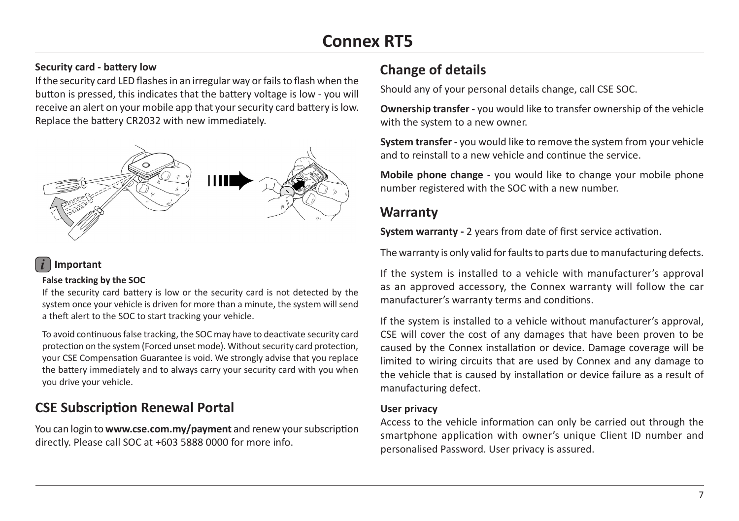**Security card - battery low**

If the security card LED flashes in an irregular way or fails to flash when the button is pressed, this indicates that the battery voltage is low - you will receive an alert on your mobile app that your security card battery is low. Replace the battery CR2032 with new immediately.

**Important**

**False tracking by the SOC**

If the security card battery is low or the security card is not detected by the system once your vehicle is driven for more than a minute, the system will send a theft alert to the SOC to start tracking your vehicle.

To avoid continuous false tracking, the SOC may have to deactivate security card protection on the system (Forced unset mode). Without security card protection, your CSE Compensation Guarantee is void. We strongly advise that you replace the battery immediately and to always carry your security card with you when you drive your vehicle.

## CSE Subscription Renewal Portal

You can login to **www.cse.com.my/payment** and renew your subscription directly. Please call SOC at +603 5888 0000 for more info.

## Change of details

Should any of your personal details change, call CSE SOC.

**Ownership transfer -** you would like to transfer ownership of the vehicle with the system to a new owner.

**System transfer -** you would like to remove the system from your vehicle and to reinstall to a new vehicle and continue the service.

**Mobile phone change -** you would like to change your mobile phone number registered with the SOC with a new number.

## Warranty

**System warranty -** 2 years from date of first service activation.

The warranty is only valid for faults to parts due to manufacturing defects.

If the system is installed to a vehicle with manufacturer's approval as an approved accessory, the Connex warranty will follow the car manufacturer's warranty terms and conditions.

If the system is installed to a vehicle without manufacturer's approval, CSE will cover the cost of any damages that have been proven to be caused by the Connex installation or device. Damage coverage will be limited to wiring circuits that are used by Connex and any damage to the vehicle that is caused by installation or device failure as a result of manufacturing defect.

**User privacy**

Access to the vehicle information can only be carried out through the smartphone application with owner's unique Client ID number and personalised Password. User privacy is assured.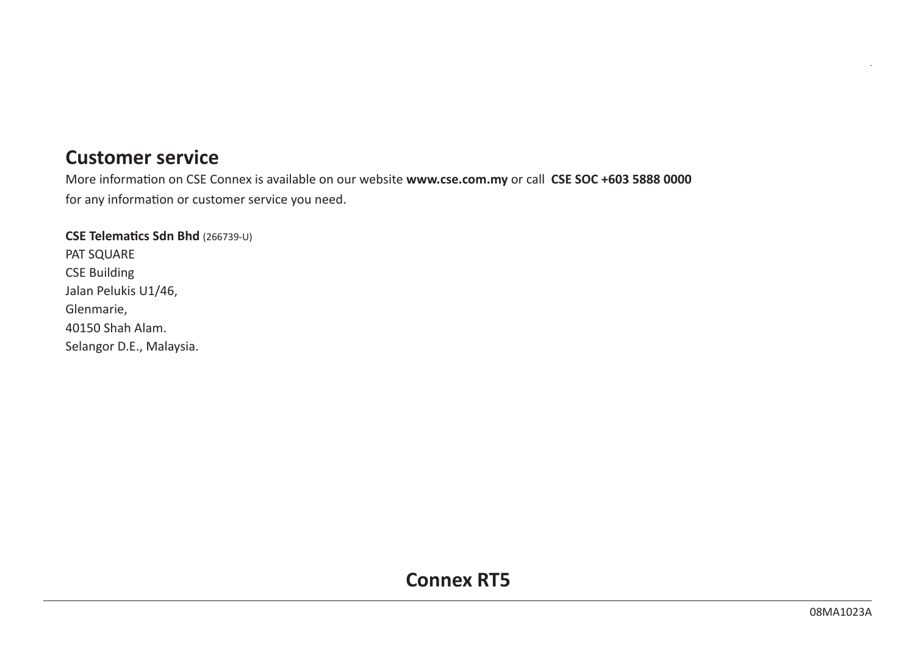## Customer service

More information on CSE Connex is available on our website **www.cse.com.my** or call **CSE SOC +603 5888 0000** for any information or customer service you need.

**CSE Telematics Sdn Bhd** (266739-U)
PAT SQUARE
CSE Building
Jalan Pelukis U1/46,
Glenmarie,
40150 Shah Alam.
Selangor D.E., Malaysia.

**Connex RT5**

08MA1023A